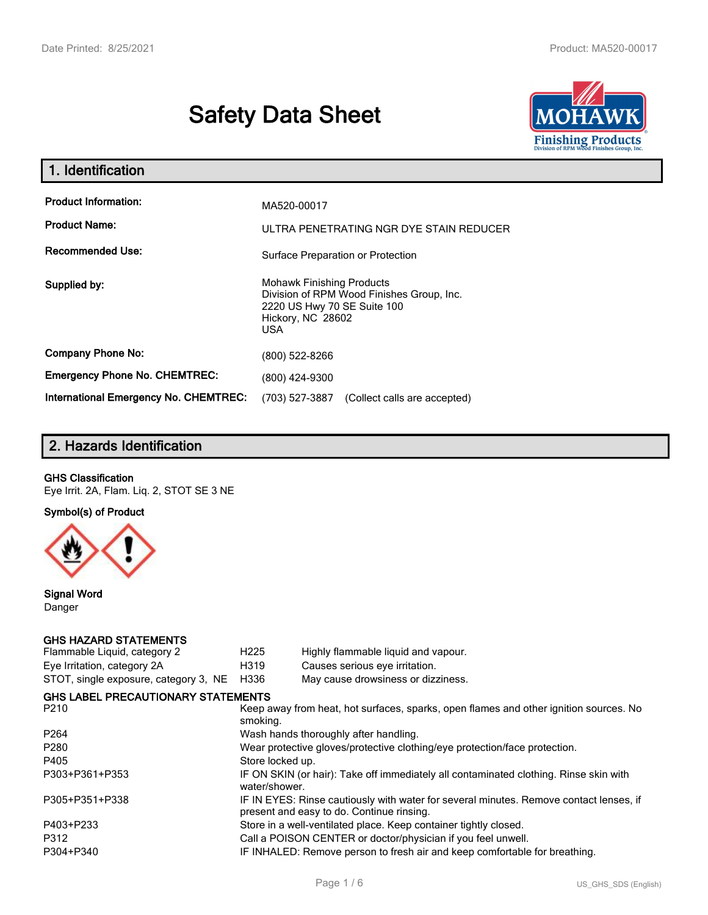# Safety Data Sheet

## 1. Identification

| | |
|---|---|
| **Product Information:** | MA520-00017 |
| **Product Name:** | ULTRA PENETRATING NGR DYE STAIN REDUCER |
| **Recommended Use:** | Surface Preparation or Protection |
| **Supplied by:** | Mohawk Finishing Products<br>Division of RPM Wood Finishes Group, Inc.<br>2220 US Hwy 70 SE Suite 100<br>Hickory, NC 28602<br>USA |
| **Company Phone No:** | (800) 522-8266 |
| **Emergency Phone No. CHEMTREC:** | (800) 424-9300 |
| **International Emergency No. CHEMTREC:** | (703) 527-3887 (Collect calls are accepted) |

## 2. Hazards Identification

**GHS Classification**

Eye Irrit. 2A, Flam. Liq. 2, STOT SE 3 NE

**Symbol(s) of Product**

**Signal Word**

Danger

**GHS HAZARD STATEMENTS**

| | | |
|---|---|---|
| Flammable Liquid, category 2 | H225 | Highly flammable liquid and vapour. |
| Eye Irritation, category 2A | H319 | Causes serious eye irritation. |
| STOT, single exposure, category 3, NE | H336 | May cause drowsiness or dizziness. |

**GHS LABEL PRECAUTIONARY STATEMENTS**

| | |
|---|---|
| P210 | Keep away from heat, hot surfaces, sparks, open flames and other ignition sources. No smoking. |
| P264 | Wash hands thoroughly after handling. |
| P280 | Wear protective gloves/protective clothing/eye protection/face protection. |
| P405 | Store locked up. |
| P303+P361+P353 | IF ON SKIN (or hair): Take off immediately all contaminated clothing. Rinse skin with water/shower. |
| P305+P351+P338 | IF IN EYES: Rinse cautiously with water for several minutes. Remove contact lenses, if present and easy to do. Continue rinsing. |
| P403+P233 | Store in a well-ventilated place. Keep container tightly closed. |
| P312 | Call a POISON CENTER or doctor/physician if you feel unwell. |
| P304+P340 | IF INHALED: Remove person to fresh air and keep comfortable for breathing. |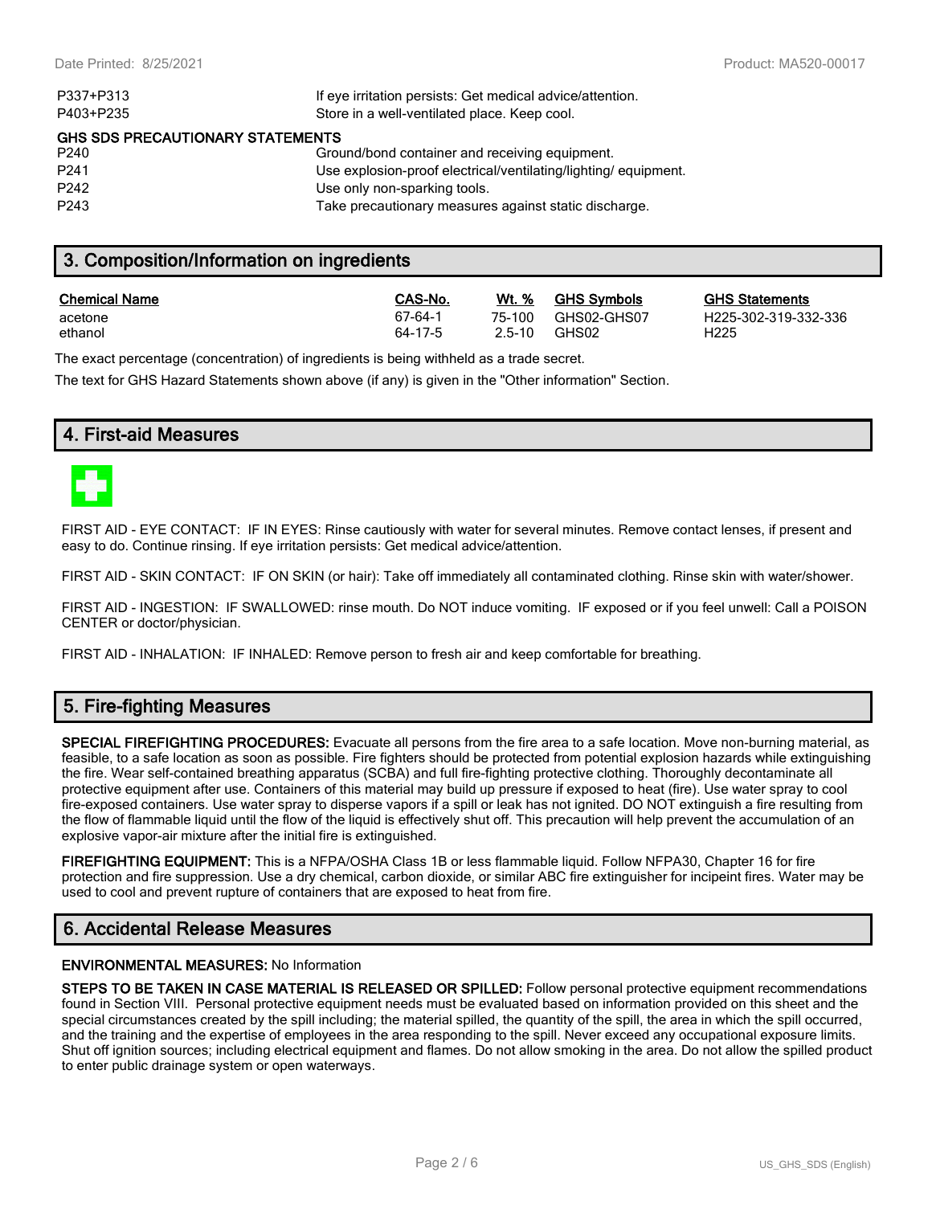| | |
|---|---|
| P337+P313 | If eye irritation persists: Get medical advice/attention. |
| P403+P235 | Store in a well-ventilated place. Keep cool. |

**GHS SDS PRECAUTIONARY STATEMENTS**

| | |
|---|---|
| P240 | Ground/bond container and receiving equipment. |
| P241 | Use explosion-proof electrical/ventilating/lighting/ equipment. |
| P242 | Use only non-sparking tools. |
| P243 | Take precautionary measures against static discharge. |

## 3. Composition/Information on ingredients

| Chemical Name | CAS-No. | Wt. % | GHS Symbols | GHS Statements |
|---|---|---|---|---|
| acetone | 67-64-1 | 75-100 | GHS02-GHS07 | H225-302-319-332-336 |
| ethanol | 64-17-5 | 2.5-10 | GHS02 | H225 |

The exact percentage (concentration) of ingredients is being withheld as a trade secret.

The text for GHS Hazard Statements shown above (if any) is given in the "Other information" Section.

## 4. First-aid Measures

FIRST AID - EYE CONTACT: IF IN EYES: Rinse cautiously with water for several minutes. Remove contact lenses, if present and easy to do. Continue rinsing. If eye irritation persists: Get medical advice/attention.

FIRST AID - SKIN CONTACT: IF ON SKIN (or hair): Take off immediately all contaminated clothing. Rinse skin with water/shower.

FIRST AID - INGESTION: IF SWALLOWED: rinse mouth. Do NOT induce vomiting. IF exposed or if you feel unwell: Call a POISON CENTER or doctor/physician.

FIRST AID - INHALATION: IF INHALED: Remove person to fresh air and keep comfortable for breathing.

## 5. Fire-fighting Measures

**SPECIAL FIREFIGHTING PROCEDURES:** Evacuate all persons from the fire area to a safe location. Move non-burning material, as feasible, to a safe location as soon as possible. Fire fighters should be protected from potential explosion hazards while extinguishing the fire. Wear self-contained breathing apparatus (SCBA) and full fire-fighting protective clothing. Thoroughly decontaminate all protective equipment after use. Containers of this material may build up pressure if exposed to heat (fire). Use water spray to cool fire-exposed containers. Use water spray to disperse vapors if a spill or leak has not ignited. DO NOT extinguish a fire resulting from the flow of flammable liquid until the flow of the liquid is effectively shut off. This precaution will help prevent the accumulation of an explosive vapor-air mixture after the initial fire is extinguished.

**FIREFIGHTING EQUIPMENT:** This is a NFPA/OSHA Class 1B or less flammable liquid. Follow NFPA30, Chapter 16 for fire protection and fire suppression. Use a dry chemical, carbon dioxide, or similar ABC fire extinguisher for incipeint fires. Water may be used to cool and prevent rupture of containers that are exposed to heat from fire.

## 6. Accidental Release Measures

**ENVIRONMENTAL MEASURES:** No Information

**STEPS TO BE TAKEN IN CASE MATERIAL IS RELEASED OR SPILLED:** Follow personal protective equipment recommendations found in Section VIII. Personal protective equipment needs must be evaluated based on information provided on this sheet and the special circumstances created by the spill including; the material spilled, the quantity of the spill, the area in which the spill occurred, and the training and the expertise of employees in the area responding to the spill. Never exceed any occupational exposure limits. Shut off ignition sources; including electrical equipment and flames. Do not allow smoking in the area. Do not allow the spilled product to enter public drainage system or open waterways.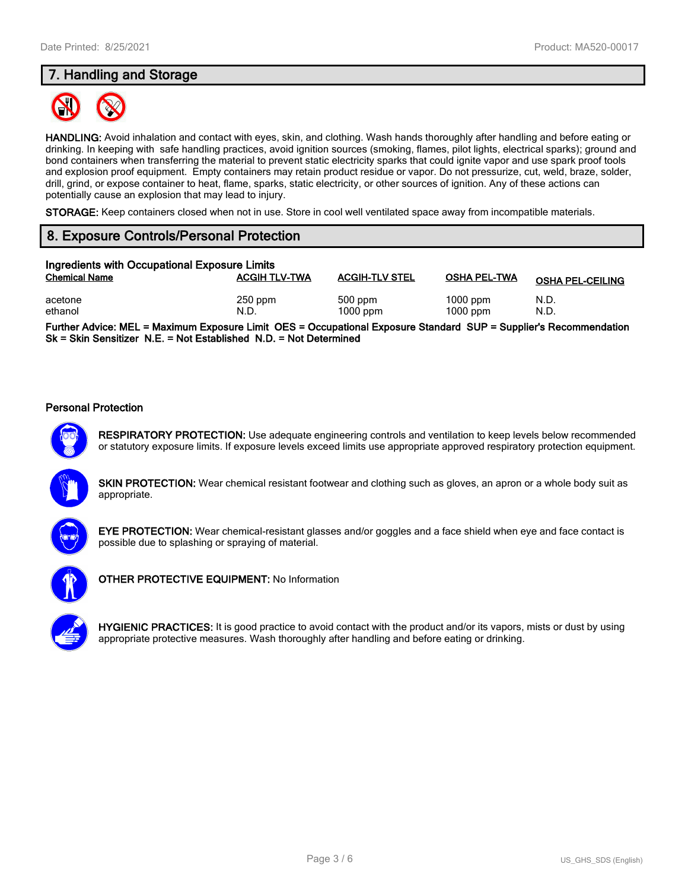## 7. Handling and Storage

**HANDLING:** Avoid inhalation and contact with eyes, skin, and clothing. Wash hands thoroughly after handling and before eating or drinking. In keeping with safe handling practices, avoid ignition sources (smoking, flames, pilot lights, electrical sparks); ground and bond containers when transferring the material to prevent static electricity sparks that could ignite vapor and use spark proof tools and explosion proof equipment. Empty containers may retain product residue or vapor. Do not pressurize, cut, weld, braze, solder, drill, grind, or expose container to heat, flame, sparks, static electricity, or other sources of ignition. Any of these actions can potentially cause an explosion that may lead to injury.

**STORAGE:** Keep containers closed when not in use. Store in cool well ventilated space away from incompatible materials.

## 8. Exposure Controls/Personal Protection

**Ingredients with Occupational Exposure Limits**

| Chemical Name | ACGIH TLV-TWA | ACGIH-TLV STEL | OSHA PEL-TWA | OSHA PEL-CEILING |
|---|---|---|---|---|
| acetone | 250 ppm | 500 ppm | 1000 ppm | N.D. |
| ethanol | N.D. | 1000 ppm | 1000 ppm | N.D. |

**Further Advice: MEL = Maximum Exposure Limit OES = Occupational Exposure Standard SUP = Supplier's Recommendation Sk = Skin Sensitizer N.E. = Not Established N.D. = Not Determined**

### Personal Protection

**RESPIRATORY PROTECTION:** Use adequate engineering controls and ventilation to keep levels below recommended or statutory exposure limits. If exposure levels exceed limits use appropriate approved respiratory protection equipment.

**SKIN PROTECTION:** Wear chemical resistant footwear and clothing such as gloves, an apron or a whole body suit as appropriate.

**EYE PROTECTION:** Wear chemical-resistant glasses and/or goggles and a face shield when eye and face contact is possible due to splashing or spraying of material.

**OTHER PROTECTIVE EQUIPMENT:** No Information

**HYGIENIC PRACTICES:** It is good practice to avoid contact with the product and/or its vapors, mists or dust by using appropriate protective measures. Wash thoroughly after handling and before eating or drinking.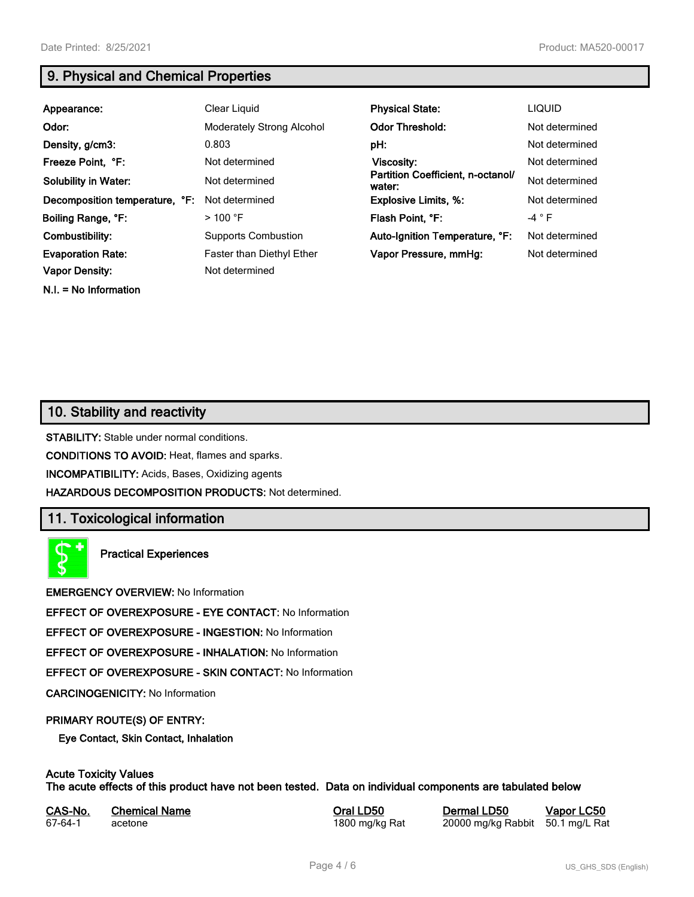## 9. Physical and Chemical Properties

| Property | Value | Property | Value |
|---|---|---|---|
| **Appearance:** | Clear Liquid | **Physical State:** | LIQUID |
| **Odor:** | Moderately Strong Alcohol | **Odor Threshold:** | Not determined |
| **Density, g/cm3:** | 0.803 | **pH:** | Not determined |
| **Freeze Point, °F:** | Not determined | **Viscosity:** | Not determined |
| **Solubility in Water:** | Not determined | **Partition Coefficient, n-octanol/ water:** | Not determined |
| **Decomposition temperature, °F:** | Not determined | **Explosive Limits, %:** | Not determined |
| **Boiling Range, °F:** | > 100 °F | **Flash Point, °F:** | -4 ° F |
| **Combustibility:** | Supports Combustion | **Auto-Ignition Temperature, °F:** | Not determined |
| **Evaporation Rate:** | Faster than Diethyl Ether | **Vapor Pressure, mmHg:** | Not determined |
| **Vapor Density:** | Not determined | | |

**N.I. = No Information**

## 10. Stability and reactivity

**STABILITY:** Stable under normal conditions.

**CONDITIONS TO AVOID:** Heat, flames and sparks.

**INCOMPATIBILITY:** Acids, Bases, Oxidizing agents

**HAZARDOUS DECOMPOSITION PRODUCTS:** Not determined.

## 11. Toxicological information

**Practical Experiences**

**EMERGENCY OVERVIEW:** No Information

**EFFECT OF OVEREXPOSURE - EYE CONTACT:** No Information

**EFFECT OF OVEREXPOSURE - INGESTION:** No Information

**EFFECT OF OVEREXPOSURE - INHALATION:** No Information

**EFFECT OF OVEREXPOSURE - SKIN CONTACT:** No Information

**CARCINOGENICITY:** No Information

**PRIMARY ROUTE(S) OF ENTRY:**

**Eye Contact, Skin Contact, Inhalation**

**Acute Toxicity Values**
**The acute effects of this product have not been tested. Data on individual components are tabulated below**

| CAS-No. | Chemical Name | Oral LD50 | Dermal LD50 | Vapor LC50 |
|---|---|---|---|---|
| 67-64-1 | acetone | 1800 mg/kg Rat | 20000 mg/kg Rabbit | 50.1 mg/L Rat |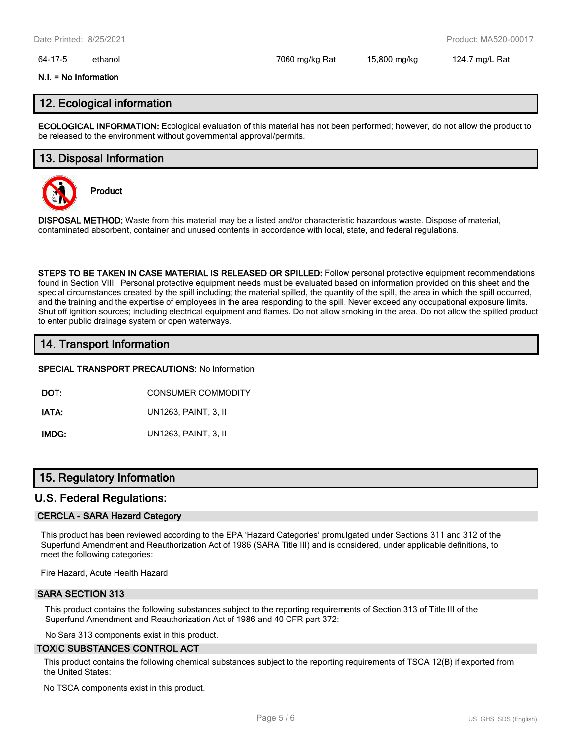| 64-17-5 | ethanol | 7060 mg/kg Rat | 15,800 mg/kg | 124.7 mg/L Rat |
|---|---|---|---|---|

**N.I. = No Information**

## 12. Ecological information

**ECOLOGICAL INFORMATION:** Ecological evaluation of this material has not been performed; however, do not allow the product to be released to the environment without governmental approval/permits.

## 13. Disposal Information

**Product**

**DISPOSAL METHOD:** Waste from this material may be a listed and/or characteristic hazardous waste. Dispose of material, contaminated absorbent, container and unused contents in accordance with local, state, and federal regulations.

**STEPS TO BE TAKEN IN CASE MATERIAL IS RELEASED OR SPILLED:** Follow personal protective equipment recommendations found in Section VIII. Personal protective equipment needs must be evaluated based on information provided on this sheet and the special circumstances created by the spill including; the material spilled, the quantity of the spill, the area in which the spill occurred, and the training and the expertise of employees in the area responding to the spill. Never exceed any occupational exposure limits. Shut off ignition sources; including electrical equipment and flames. Do not allow smoking in the area. Do not allow the spilled product to enter public drainage system or open waterways.

## 14. Transport Information

**SPECIAL TRANSPORT PRECAUTIONS:** No Information

**DOT:** CONSUMER COMMODITY

**IATA:** UN1263, PAINT, 3, II

**IMDG:** UN1263, PAINT, 3, II

## 15. Regulatory Information

## U.S. Federal Regulations:

### CERCLA - SARA Hazard Category

This product has been reviewed according to the EPA 'Hazard Categories' promulgated under Sections 311 and 312 of the Superfund Amendment and Reauthorization Act of 1986 (SARA Title III) and is considered, under applicable definitions, to meet the following categories:

Fire Hazard, Acute Health Hazard

### SARA SECTION 313

This product contains the following substances subject to the reporting requirements of Section 313 of Title III of the Superfund Amendment and Reauthorization Act of 1986 and 40 CFR part 372:

No Sara 313 components exist in this product.

### TOXIC SUBSTANCES CONTROL ACT

This product contains the following chemical substances subject to the reporting requirements of TSCA 12(B) if exported from the United States:

No TSCA components exist in this product.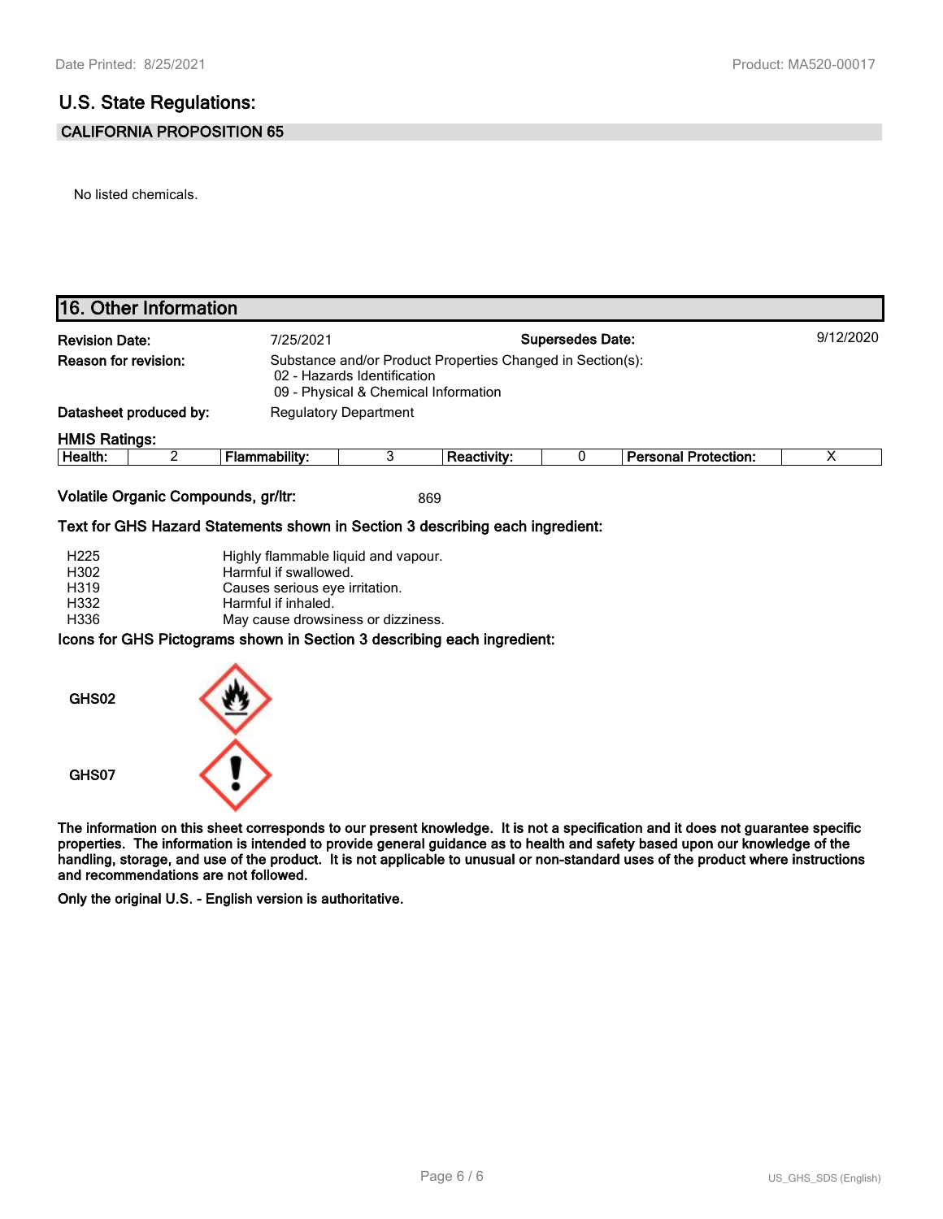## U.S. State Regulations:

### CALIFORNIA PROPOSITION 65

No listed chemicals.

## 16. Other Information

**Revision Date:** 7/25/2021 **Supersedes Date:** 9/12/2020

**Reason for revision:** Substance and/or Product Properties Changed in Section(s):
02 - Hazards Identification
09 - Physical & Chemical Information

**Datasheet produced by:** Regulatory Department

**HMIS Ratings:**

| | | | | | | | |
|---|---|---|---|---|---|---|---|
| **Health:** | 2 | **Flammability:** | 3 | **Reactivity:** | 0 | **Personal Protection:** | X |

**Volatile Organic Compounds, gr/ltr:** 869

**Text for GHS Hazard Statements shown in Section 3 describing each ingredient:**

| | |
|---|---|
| H225 | Highly flammable liquid and vapour. |
| H302 | Harmful if swallowed. |
| H319 | Causes serious eye irritation. |
| H332 | Harmful if inhaled. |
| H336 | May cause drowsiness or dizziness. |

**Icons for GHS Pictograms shown in Section 3 describing each ingredient:**

GHS02

GHS07

**The information on this sheet corresponds to our present knowledge. It is not a specification and it does not guarantee specific properties. The information is intended to provide general guidance as to health and safety based upon our knowledge of the handling, storage, and use of the product. It is not applicable to unusual or non-standard uses of the product where instructions and recommendations are not followed.**

**Only the original U.S. - English version is authoritative.**